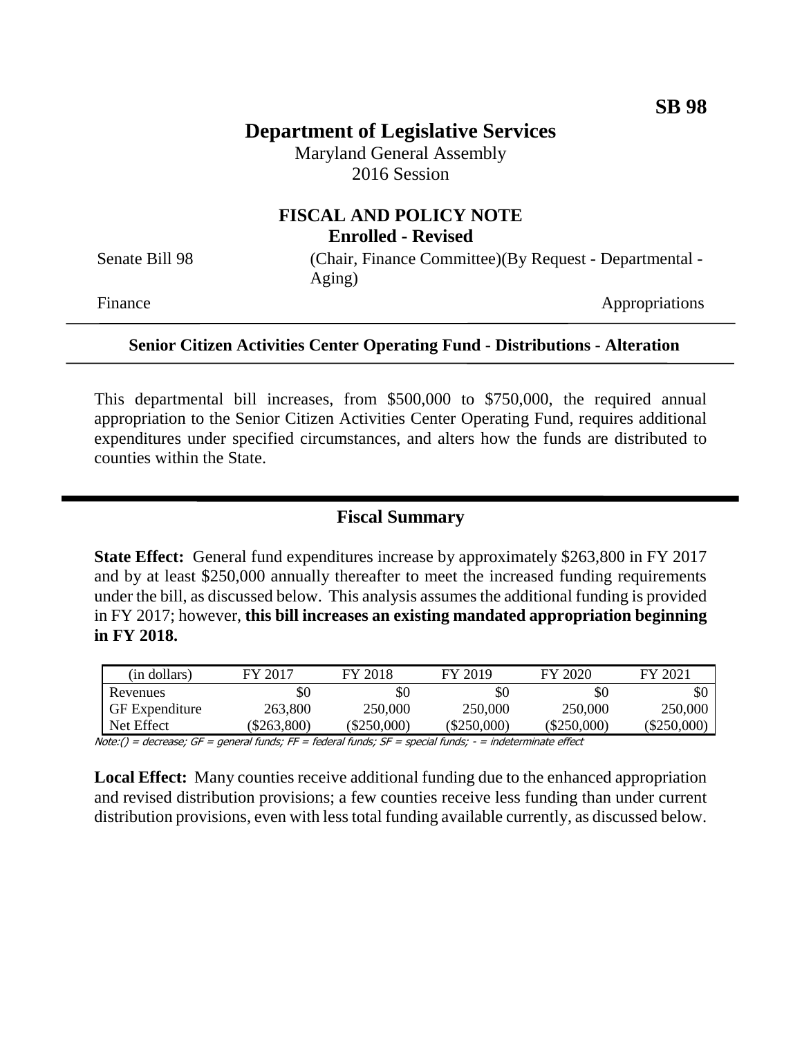**SB 98**

# Department of Legislative Services

Maryland General Assembly
2016 Session

## FISCAL AND POLICY NOTE
**Enrolled - Revised**

Senate Bill 98 (Chair, Finance Committee)(By Request - Departmental - Aging)

Finance Appropriations

---

**Senior Citizen Activities Center Operating Fund - Distributions - Alteration**

---

This departmental bill increases, from $500,000 to $750,000, the required annual appropriation to the Senior Citizen Activities Center Operating Fund, requires additional expenditures under specified circumstances, and alters how the funds are distributed to counties within the State.

## Fiscal Summary

**State Effect:** General fund expenditures increase by approximately $263,800 in FY 2017 and by at least $250,000 annually thereafter to meet the increased funding requirements under the bill, as discussed below. This analysis assumes the additional funding is provided in FY 2017; however, **this bill increases an existing mandated appropriation beginning in FY 2018.**

| (in dollars) | FY 2017 | FY 2018 | FY 2019 | FY 2020 | FY 2021 |
|---|---|---|---|---|---|
| Revenues | $0 | $0 | $0 | $0 | $0 |
| GF Expenditure | 263,800 | 250,000 | 250,000 | 250,000 | 250,000 |
| Net Effect | ($263,800) | ($250,000) | ($250,000) | ($250,000) | ($250,000) |

Note:() = decrease; GF = general funds; FF = federal funds; SF = special funds; - = indeterminate effect

**Local Effect:** Many counties receive additional funding due to the enhanced appropriation and revised distribution provisions; a few counties receive less funding than under current distribution provisions, even with less total funding available currently, as discussed below.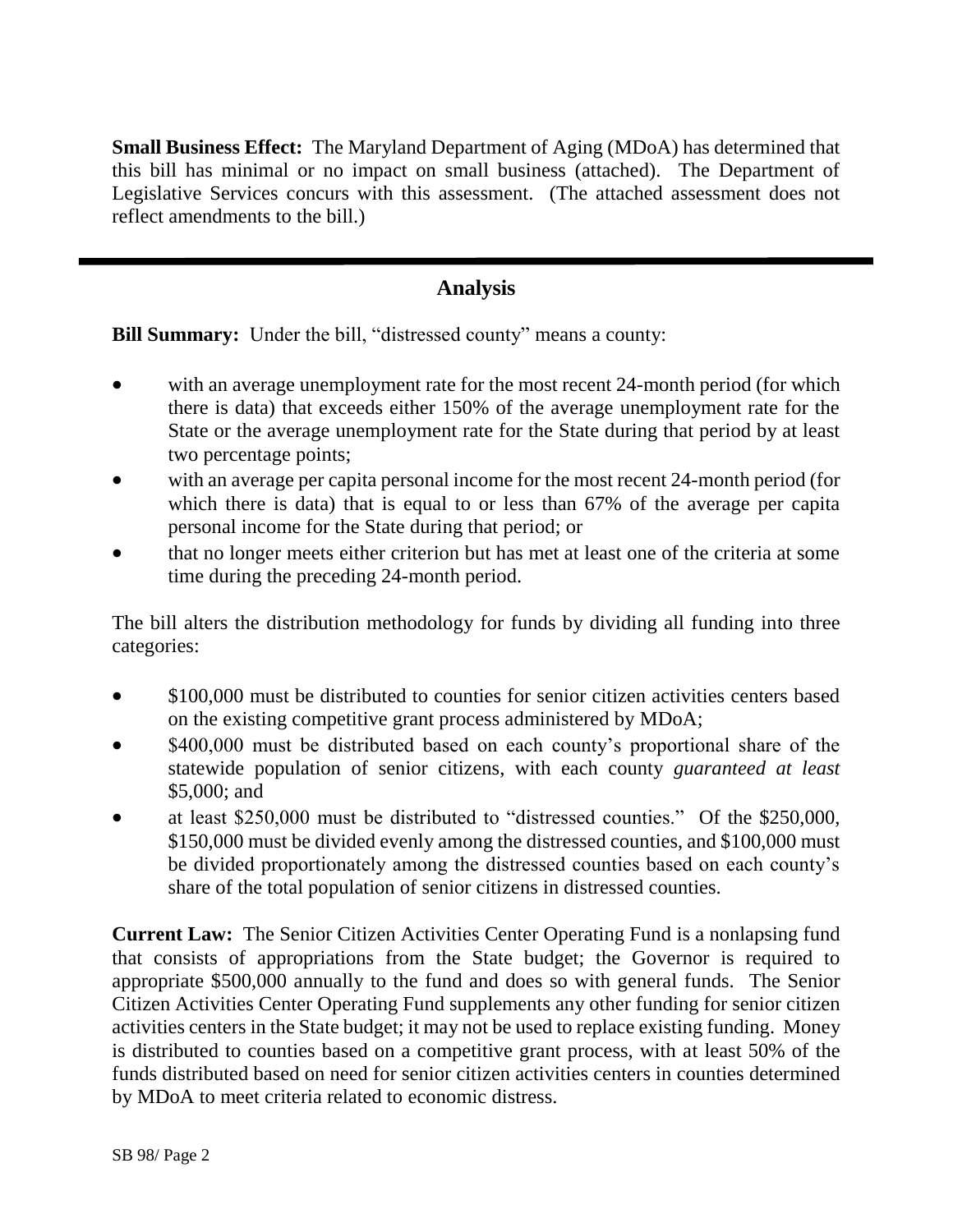**Small Business Effect:** The Maryland Department of Aging (MDoA) has determined that this bill has minimal or no impact on small business (attached). The Department of Legislative Services concurs with this assessment. (The attached assessment does not reflect amendments to the bill.)

---

## Analysis

**Bill Summary:** Under the bill, "distressed county" means a county:

- with an average unemployment rate for the most recent 24-month period (for which there is data) that exceeds either 150% of the average unemployment rate for the State or the average unemployment rate for the State during that period by at least two percentage points;
- with an average per capita personal income for the most recent 24-month period (for which there is data) that is equal to or less than 67% of the average per capita personal income for the State during that period; or
- that no longer meets either criterion but has met at least one of the criteria at some time during the preceding 24-month period.

The bill alters the distribution methodology for funds by dividing all funding into three categories:

- $100,000 must be distributed to counties for senior citizen activities centers based on the existing competitive grant process administered by MDoA;
- $400,000 must be distributed based on each county's proportional share of the statewide population of senior citizens, with each county *guaranteed at least* $5,000; and
- at least $250,000 must be distributed to "distressed counties." Of the $250,000, $150,000 must be divided evenly among the distressed counties, and $100,000 must be divided proportionately among the distressed counties based on each county's share of the total population of senior citizens in distressed counties.

**Current Law:** The Senior Citizen Activities Center Operating Fund is a nonlapsing fund that consists of appropriations from the State budget; the Governor is required to appropriate $500,000 annually to the fund and does so with general funds. The Senior Citizen Activities Center Operating Fund supplements any other funding for senior citizen activities centers in the State budget; it may not be used to replace existing funding. Money is distributed to counties based on a competitive grant process, with at least 50% of the funds distributed based on need for senior citizen activities centers in counties determined by MDoA to meet criteria related to economic distress.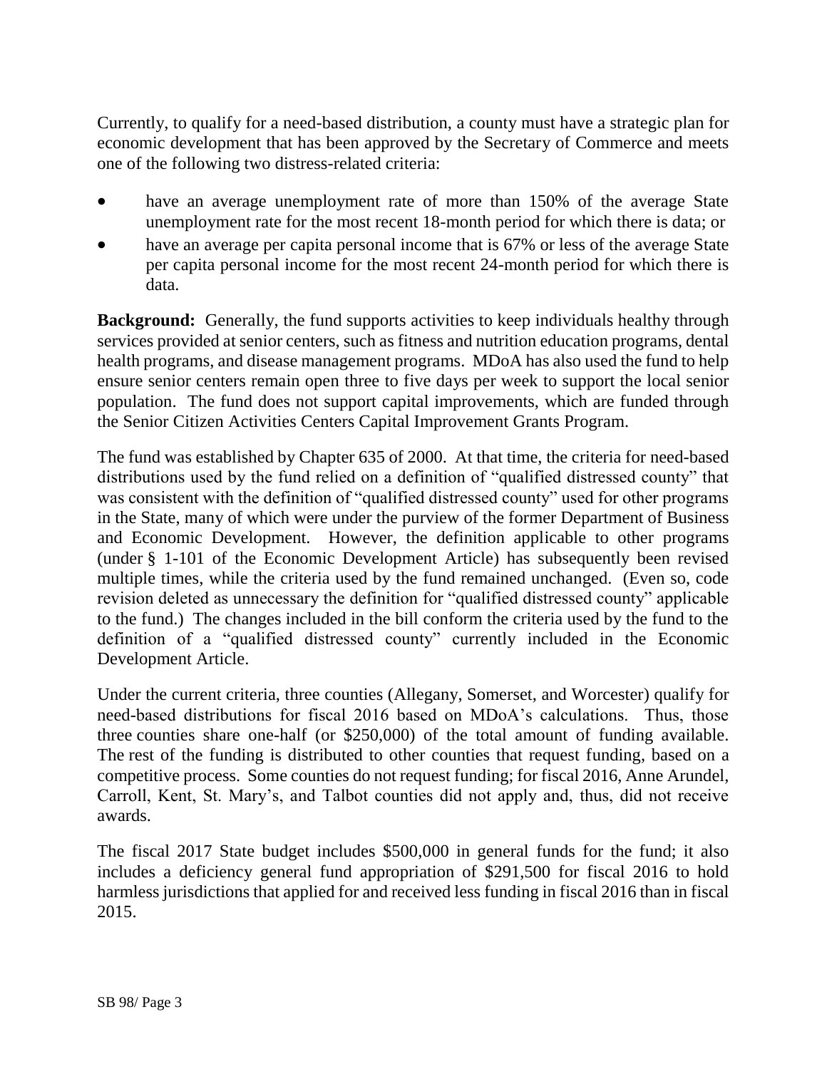Currently, to qualify for a need-based distribution, a county must have a strategic plan for economic development that has been approved by the Secretary of Commerce and meets one of the following two distress-related criteria:

- have an average unemployment rate of more than 150% of the average State unemployment rate for the most recent 18-month period for which there is data; or
- have an average per capita personal income that is 67% or less of the average State per capita personal income for the most recent 24-month period for which there is data.

**Background:** Generally, the fund supports activities to keep individuals healthy through services provided at senior centers, such as fitness and nutrition education programs, dental health programs, and disease management programs. MDoA has also used the fund to help ensure senior centers remain open three to five days per week to support the local senior population. The fund does not support capital improvements, which are funded through the Senior Citizen Activities Centers Capital Improvement Grants Program.

The fund was established by Chapter 635 of 2000. At that time, the criteria for need-based distributions used by the fund relied on a definition of "qualified distressed county" that was consistent with the definition of "qualified distressed county" used for other programs in the State, many of which were under the purview of the former Department of Business and Economic Development. However, the definition applicable to other programs (under § 1-101 of the Economic Development Article) has subsequently been revised multiple times, while the criteria used by the fund remained unchanged. (Even so, code revision deleted as unnecessary the definition for "qualified distressed county" applicable to the fund.) The changes included in the bill conform the criteria used by the fund to the definition of a "qualified distressed county" currently included in the Economic Development Article.

Under the current criteria, three counties (Allegany, Somerset, and Worcester) qualify for need-based distributions for fiscal 2016 based on MDoA's calculations. Thus, those three counties share one-half (or $250,000) of the total amount of funding available. The rest of the funding is distributed to other counties that request funding, based on a competitive process. Some counties do not request funding; for fiscal 2016, Anne Arundel, Carroll, Kent, St. Mary's, and Talbot counties did not apply and, thus, did not receive awards.

The fiscal 2017 State budget includes $500,000 in general funds for the fund; it also includes a deficiency general fund appropriation of $291,500 for fiscal 2016 to hold harmless jurisdictions that applied for and received less funding in fiscal 2016 than in fiscal 2015.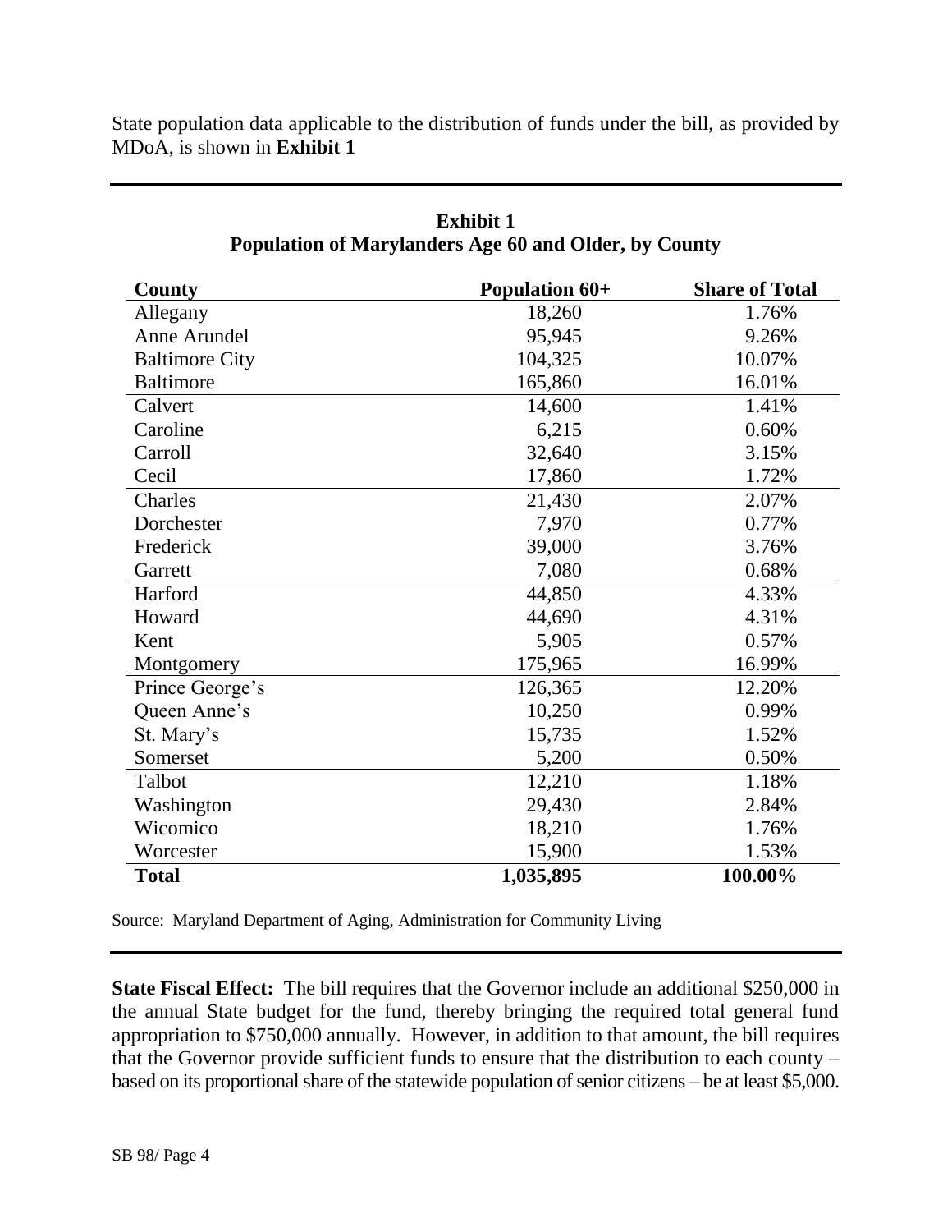State population data applicable to the distribution of funds under the bill, as provided by MDoA, is shown in **Exhibit 1**

**Exhibit 1**
**Population of Marylanders Age 60 and Older, by County**

| County | Population 60+ | Share of Total |
|---|---|---|
| Allegany | 18,260 | 1.76% |
| Anne Arundel | 95,945 | 9.26% |
| Baltimore City | 104,325 | 10.07% |
| Baltimore | 165,860 | 16.01% |
| Calvert | 14,600 | 1.41% |
| Caroline | 6,215 | 0.60% |
| Carroll | 32,640 | 3.15% |
| Cecil | 17,860 | 1.72% |
| Charles | 21,430 | 2.07% |
| Dorchester | 7,970 | 0.77% |
| Frederick | 39,000 | 3.76% |
| Garrett | 7,080 | 0.68% |
| Harford | 44,850 | 4.33% |
| Howard | 44,690 | 4.31% |
| Kent | 5,905 | 0.57% |
| Montgomery | 175,965 | 16.99% |
| Prince George's | 126,365 | 12.20% |
| Queen Anne's | 10,250 | 0.99% |
| St. Mary's | 15,735 | 1.52% |
| Somerset | 5,200 | 0.50% |
| Talbot | 12,210 | 1.18% |
| Washington | 29,430 | 2.84% |
| Wicomico | 18,210 | 1.76% |
| Worcester | 15,900 | 1.53% |
| **Total** | **1,035,895** | **100.00%** |

Source: Maryland Department of Aging, Administration for Community Living

**State Fiscal Effect:** The bill requires that the Governor include an additional $250,000 in the annual State budget for the fund, thereby bringing the required total general fund appropriation to $750,000 annually. However, in addition to that amount, the bill requires that the Governor provide sufficient funds to ensure that the distribution to each county – based on its proportional share of the statewide population of senior citizens – be at least $5,000.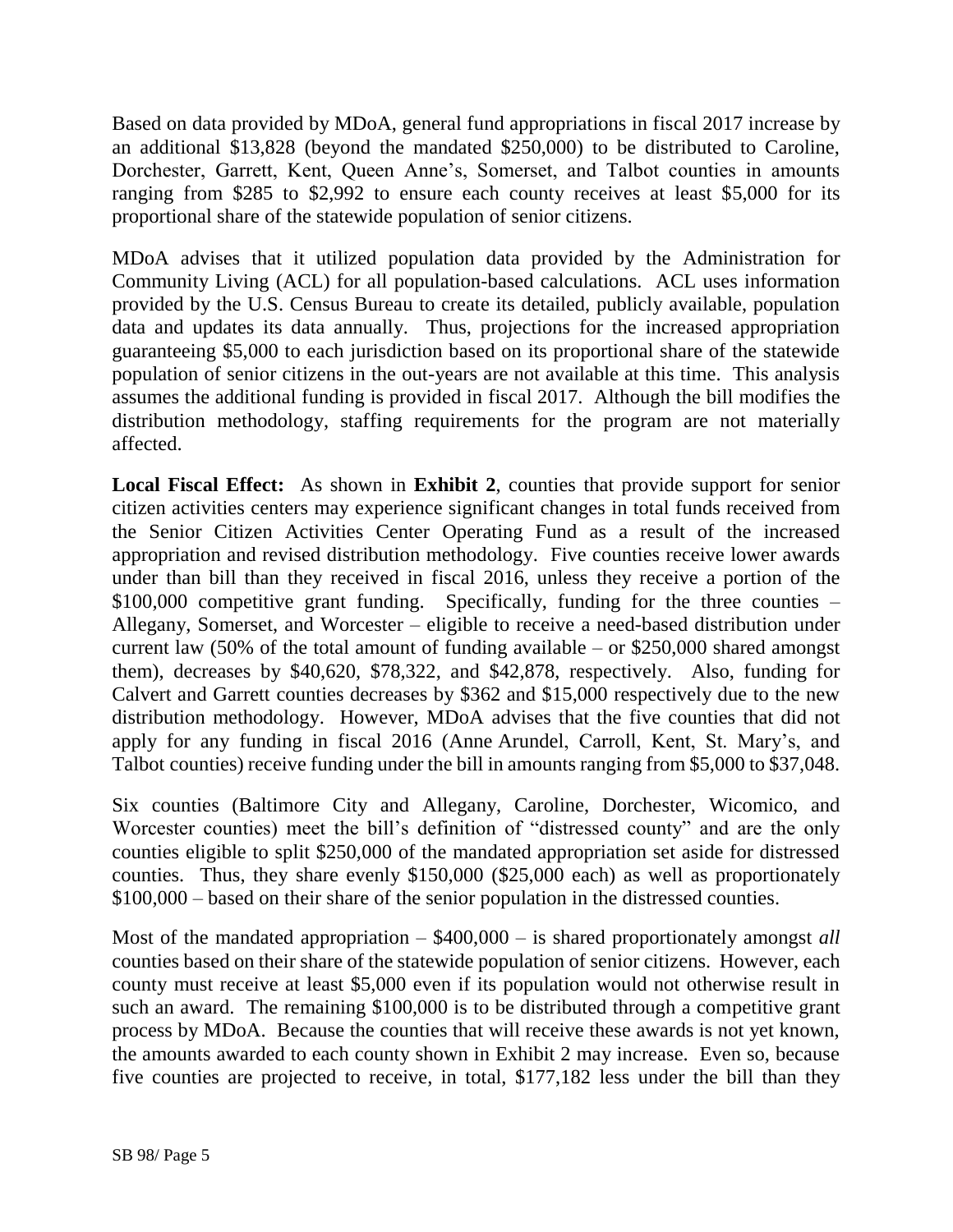Based on data provided by MDoA, general fund appropriations in fiscal 2017 increase by an additional $13,828 (beyond the mandated $250,000) to be distributed to Caroline, Dorchester, Garrett, Kent, Queen Anne's, Somerset, and Talbot counties in amounts ranging from $285 to $2,992 to ensure each county receives at least $5,000 for its proportional share of the statewide population of senior citizens.

MDoA advises that it utilized population data provided by the Administration for Community Living (ACL) for all population-based calculations. ACL uses information provided by the U.S. Census Bureau to create its detailed, publicly available, population data and updates its data annually. Thus, projections for the increased appropriation guaranteeing $5,000 to each jurisdiction based on its proportional share of the statewide population of senior citizens in the out-years are not available at this time. This analysis assumes the additional funding is provided in fiscal 2017. Although the bill modifies the distribution methodology, staffing requirements for the program are not materially affected.

**Local Fiscal Effect:** As shown in **Exhibit 2**, counties that provide support for senior citizen activities centers may experience significant changes in total funds received from the Senior Citizen Activities Center Operating Fund as a result of the increased appropriation and revised distribution methodology. Five counties receive lower awards under than bill than they received in fiscal 2016, unless they receive a portion of the $100,000 competitive grant funding. Specifically, funding for the three counties – Allegany, Somerset, and Worcester – eligible to receive a need-based distribution under current law (50% of the total amount of funding available – or $250,000 shared amongst them), decreases by $40,620, $78,322, and $42,878, respectively. Also, funding for Calvert and Garrett counties decreases by $362 and $15,000 respectively due to the new distribution methodology. However, MDoA advises that the five counties that did not apply for any funding in fiscal 2016 (Anne Arundel, Carroll, Kent, St. Mary's, and Talbot counties) receive funding under the bill in amounts ranging from $5,000 to $37,048.

Six counties (Baltimore City and Allegany, Caroline, Dorchester, Wicomico, and Worcester counties) meet the bill's definition of "distressed county" and are the only counties eligible to split $250,000 of the mandated appropriation set aside for distressed counties. Thus, they share evenly $150,000 ($25,000 each) as well as proportionately $100,000 – based on their share of the senior population in the distressed counties.

Most of the mandated appropriation – $400,000 – is shared proportionately amongst *all* counties based on their share of the statewide population of senior citizens. However, each county must receive at least $5,000 even if its population would not otherwise result in such an award. The remaining $100,000 is to be distributed through a competitive grant process by MDoA. Because the counties that will receive these awards is not yet known, the amounts awarded to each county shown in Exhibit 2 may increase. Even so, because five counties are projected to receive, in total, $177,182 less under the bill than they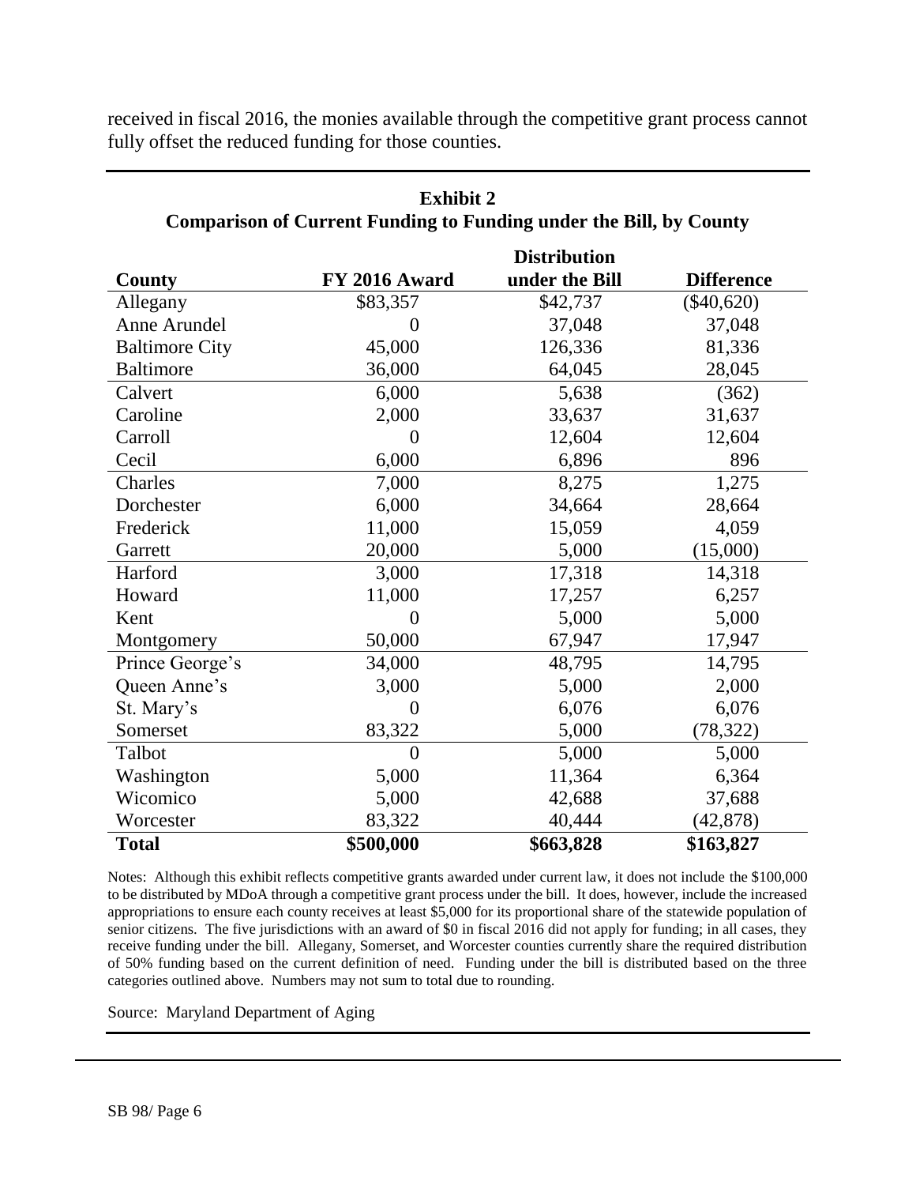received in fiscal 2016, the monies available through the competitive grant process cannot fully offset the reduced funding for those counties.

**Exhibit 2**
**Comparison of Current Funding to Funding under the Bill, by County**

| County | FY 2016 Award | Distribution under the Bill | Difference |
|---|---|---|---|
| Allegany | $83,357 | $42,737 | ($40,620) |
| Anne Arundel | 0 | 37,048 | 37,048 |
| Baltimore City | 45,000 | 126,336 | 81,336 |
| Baltimore | 36,000 | 64,045 | 28,045 |
| Calvert | 6,000 | 5,638 | (362) |
| Caroline | 2,000 | 33,637 | 31,637 |
| Carroll | 0 | 12,604 | 12,604 |
| Cecil | 6,000 | 6,896 | 896 |
| Charles | 7,000 | 8,275 | 1,275 |
| Dorchester | 6,000 | 34,664 | 28,664 |
| Frederick | 11,000 | 15,059 | 4,059 |
| Garrett | 20,000 | 5,000 | (15,000) |
| Harford | 3,000 | 17,318 | 14,318 |
| Howard | 11,000 | 17,257 | 6,257 |
| Kent | 0 | 5,000 | 5,000 |
| Montgomery | 50,000 | 67,947 | 17,947 |
| Prince George's | 34,000 | 48,795 | 14,795 |
| Queen Anne's | 3,000 | 5,000 | 2,000 |
| St. Mary's | 0 | 6,076 | 6,076 |
| Somerset | 83,322 | 5,000 | (78,322) |
| Talbot | 0 | 5,000 | 5,000 |
| Washington | 5,000 | 11,364 | 6,364 |
| Wicomico | 5,000 | 42,688 | 37,688 |
| Worcester | 83,322 | 40,444 | (42,878) |
| **Total** | **$500,000** | **$663,828** | **$163,827** |

Notes: Although this exhibit reflects competitive grants awarded under current law, it does not include the $100,000 to be distributed by MDoA through a competitive grant process under the bill. It does, however, include the increased appropriations to ensure each county receives at least $5,000 for its proportional share of the statewide population of senior citizens. The five jurisdictions with an award of $0 in fiscal 2016 did not apply for funding; in all cases, they receive funding under the bill. Allegany, Somerset, and Worcester counties currently share the required distribution of 50% funding based on the current definition of need. Funding under the bill is distributed based on the three categories outlined above. Numbers may not sum to total due to rounding.

Source: Maryland Department of Aging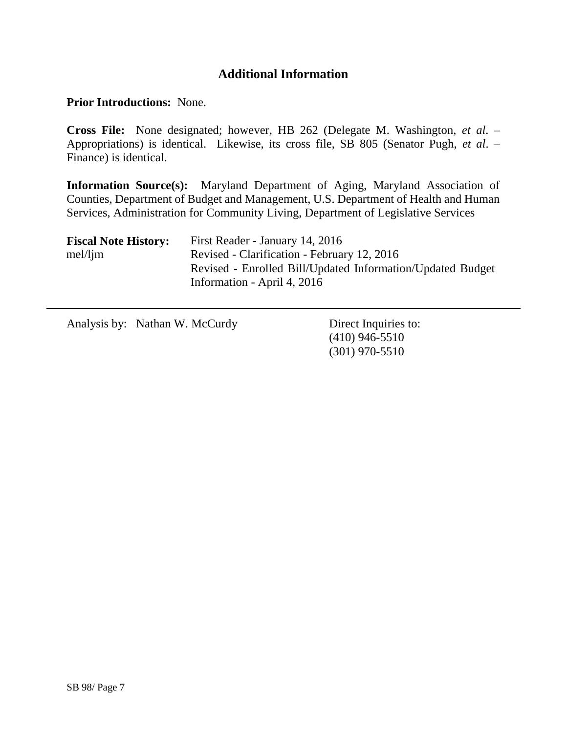## Additional Information

**Prior Introductions:** None.

**Cross File:** None designated; however, HB 262 (Delegate M. Washington, *et al.* – Appropriations) is identical. Likewise, its cross file, SB 805 (Senator Pugh, *et al.* – Finance) is identical.

**Information Source(s):** Maryland Department of Aging, Maryland Association of Counties, Department of Budget and Management, U.S. Department of Health and Human Services, Administration for Community Living, Department of Legislative Services

**Fiscal Note History:** First Reader - January 14, 2016
mel/ljm Revised - Clarification - February 12, 2016
Revised - Enrolled Bill/Updated Information/Updated Budget Information - April 4, 2016

---

Analysis by: Nathan W. McCurdy

Direct Inquiries to:
(410) 946-5510
(301) 970-5510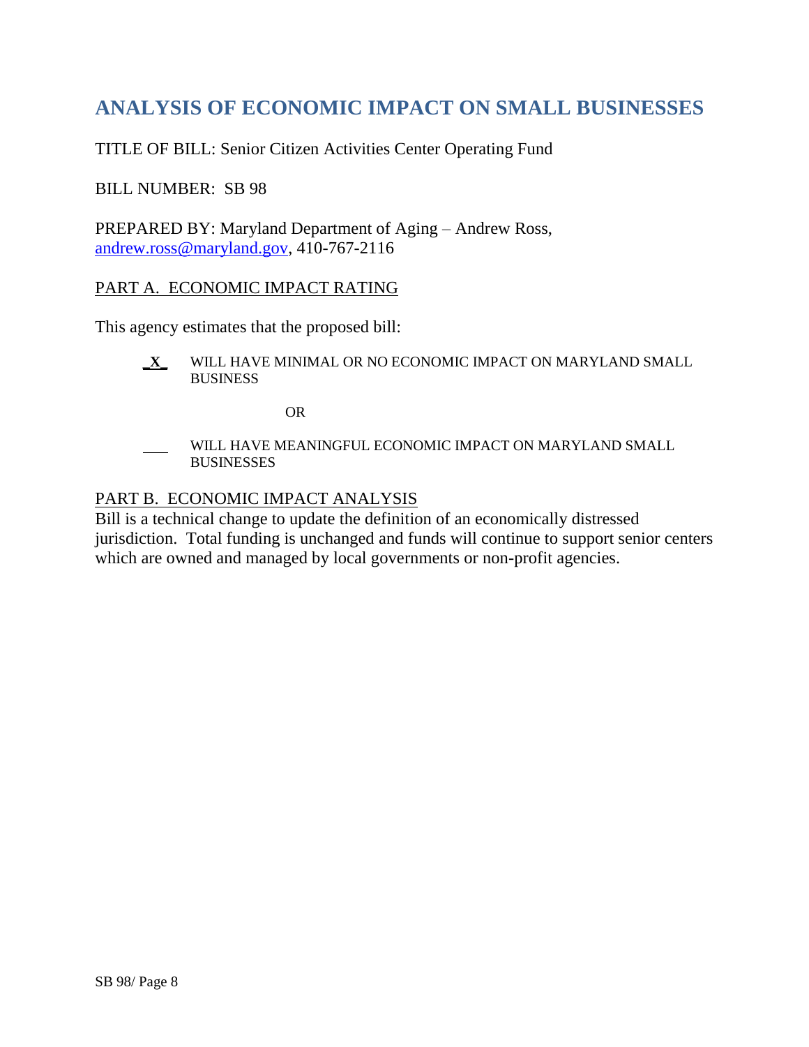# ANALYSIS OF ECONOMIC IMPACT ON SMALL BUSINESSES

TITLE OF BILL: Senior Citizen Activities Center Operating Fund

BILL NUMBER: SB 98

PREPARED BY: Maryland Department of Aging – Andrew Ross, andrew.ross@maryland.gov, 410-767-2116

PART A. ECONOMIC IMPACT RATING

This agency estimates that the proposed bill:

_X_ WILL HAVE MINIMAL OR NO ECONOMIC IMPACT ON MARYLAND SMALL BUSINESS

OR

___ WILL HAVE MEANINGFUL ECONOMIC IMPACT ON MARYLAND SMALL BUSINESSES

PART B. ECONOMIC IMPACT ANALYSIS

Bill is a technical change to update the definition of an economically distressed jurisdiction. Total funding is unchanged and funds will continue to support senior centers which are owned and managed by local governments or non-profit agencies.